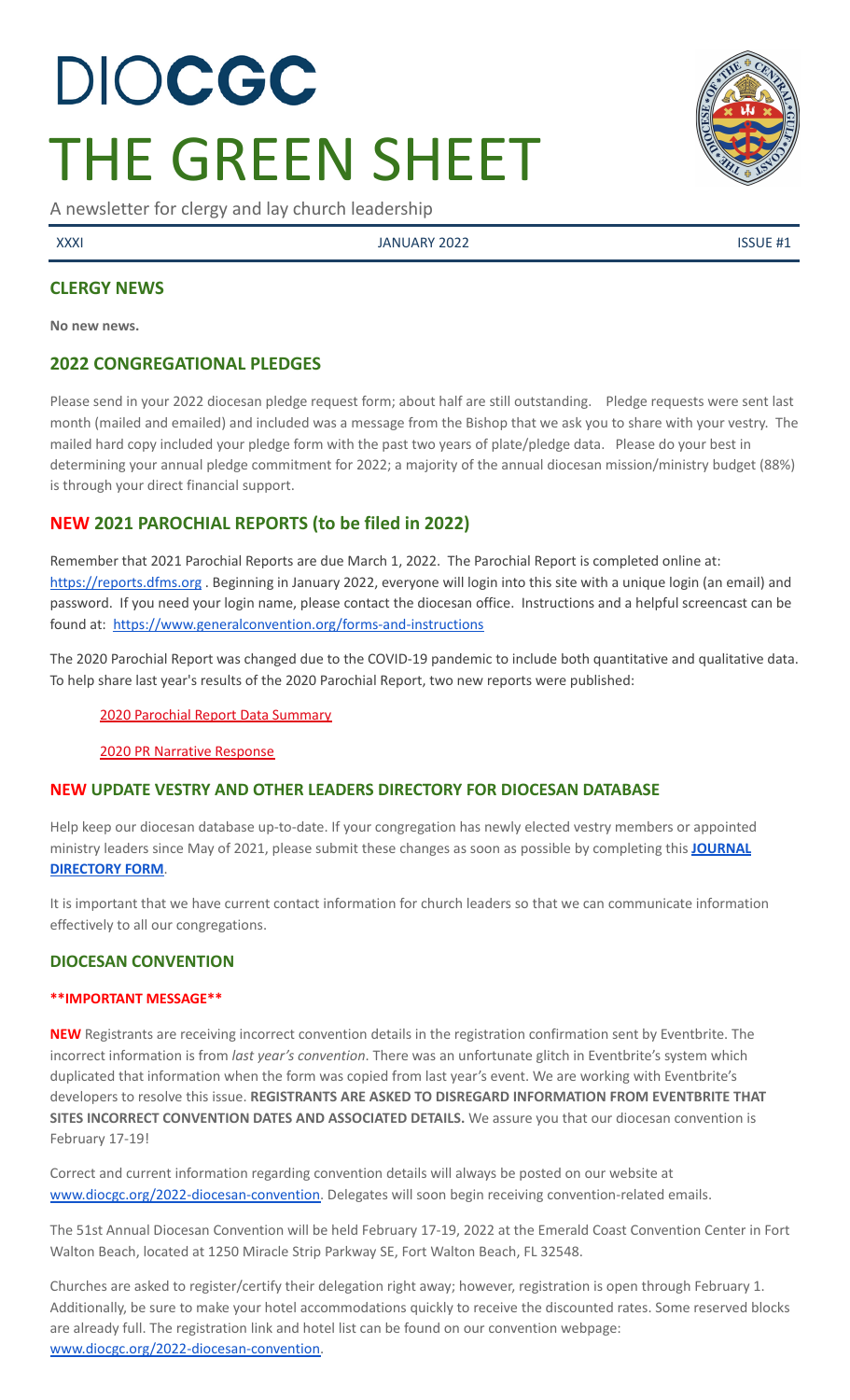# DIOCGC
# THE GREEN SHEET

A newsletter for clergy and lay church leadership

XXXI JANUARY 2022 ISSUE #1

## CLERGY NEWS

**No new news.**

## 2022 CONGREGATIONAL PLEDGES

Please send in your 2022 diocesan pledge request form; about half are still outstanding. Pledge requests were sent last month (mailed and emailed) and included was a message from the Bishop that we ask you to share with your vestry. The mailed hard copy included your pledge form with the past two years of plate/pledge data. Please do your best in determining your annual pledge commitment for 2022; a majority of the annual diocesan mission/ministry budget (88%) is through your direct financial support.

## NEW 2021 PAROCHIAL REPORTS (to be filed in 2022)

Remember that 2021 Parochial Reports are due March 1, 2022. The Parochial Report is completed online at: https://reports.dfms.org . Beginning in January 2022, everyone will login into this site with a unique login (an email) and password. If you need your login name, please contact the diocesan office. Instructions and a helpful screencast can be found at: https://www.generalconvention.org/forms-and-instructions

The 2020 Parochial Report was changed due to the COVID-19 pandemic to include both quantitative and qualitative data. To help share last year's results of the 2020 Parochial Report, two new reports were published:

2020 Parochial Report Data Summary

2020 PR Narrative Response

## NEW UPDATE VESTRY AND OTHER LEADERS DIRECTORY FOR DIOCESAN DATABASE

Help keep our diocesan database up-to-date. If your congregation has newly elected vestry members or appointed ministry leaders since May of 2021, please submit these changes as soon as possible by completing this **JOURNAL DIRECTORY FORM**.

It is important that we have current contact information for church leaders so that we can communicate information effectively to all our congregations.

## DIOCESAN CONVENTION

**\*\*IMPORTANT MESSAGE\*\***

**NEW** Registrants are receiving incorrect convention details in the registration confirmation sent by Eventbrite. The incorrect information is from *last year's convention*. There was an unfortunate glitch in Eventbrite's system which duplicated that information when the form was copied from last year's event. We are working with Eventbrite's developers to resolve this issue. **REGISTRANTS ARE ASKED TO DISREGARD INFORMATION FROM EVENTBRITE THAT SITES INCORRECT CONVENTION DATES AND ASSOCIATED DETAILS.** We assure you that our diocesan convention is February 17-19!

Correct and current information regarding convention details will always be posted on our website at www.diocgc.org/2022-diocesan-convention. Delegates will soon begin receiving convention-related emails.

The 51st Annual Diocesan Convention will be held February 17-19, 2022 at the Emerald Coast Convention Center in Fort Walton Beach, located at 1250 Miracle Strip Parkway SE, Fort Walton Beach, FL 32548.

Churches are asked to register/certify their delegation right away; however, registration is open through February 1. Additionally, be sure to make your hotel accommodations quickly to receive the discounted rates. Some reserved blocks are already full. The registration link and hotel list can be found on our convention webpage: www.diocgc.org/2022-diocesan-convention.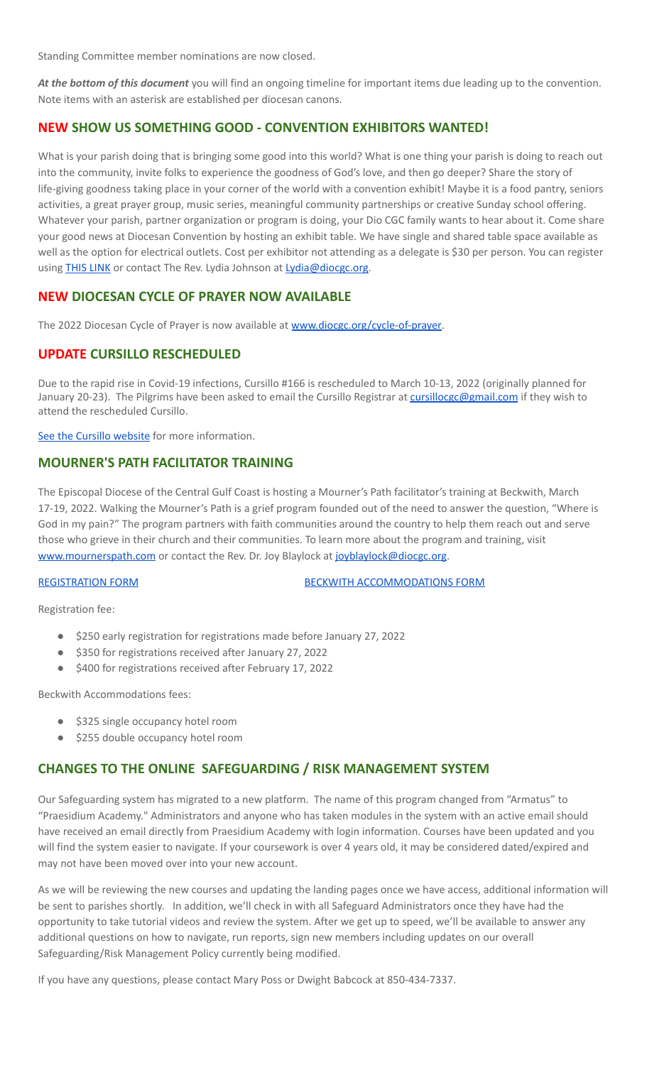Standing Committee member nominations are now closed.

***At the bottom of this document*** you will find an ongoing timeline for important items due leading up to the convention. Note items with an asterisk are established per diocesan canons.

## NEW SHOW US SOMETHING GOOD - CONVENTION EXHIBITORS WANTED!

What is your parish doing that is bringing some good into this world? What is one thing your parish is doing to reach out into the community, invite folks to experience the goodness of God's love, and then go deeper? Share the story of life-giving goodness taking place in your corner of the world with a convention exhibit! Maybe it is a food pantry, seniors activities, a great prayer group, music series, meaningful community partnerships or creative Sunday school offering. Whatever your parish, partner organization or program is doing, your Dio CGC family wants to hear about it. Come share your good news at Diocesan Convention by hosting an exhibit table. We have single and shared table space available as well as the option for electrical outlets. Cost per exhibitor not attending as a delegate is $30 per person. You can register using THIS LINK or contact The Rev. Lydia Johnson at Lydia@diocgc.org.

## NEW DIOCESAN CYCLE OF PRAYER NOW AVAILABLE

The 2022 Diocesan Cycle of Prayer is now available at www.diocgc.org/cycle-of-prayer.

## UPDATE CURSILLO RESCHEDULED

Due to the rapid rise in Covid-19 infections, Cursillo #166 is rescheduled to March 10-13, 2022 (originally planned for January 20-23). The Pilgrims have been asked to email the Cursillo Registrar at cursillocgc@gmail.com if they wish to attend the rescheduled Cursillo.

See the Cursillo website for more information.

## MOURNER'S PATH FACILITATOR TRAINING

The Episcopal Diocese of the Central Gulf Coast is hosting a Mourner's Path facilitator's training at Beckwith, March 17-19, 2022. Walking the Mourner's Path is a grief program founded out of the need to answer the question, "Where is God in my pain?" The program partners with faith communities around the country to help them reach out and serve those who grieve in their church and their communities. To learn more about the program and training, visit www.mournerspath.com or contact the Rev. Dr. Joy Blaylock at joyblaylock@diocgc.org.

REGISTRATION FORM BECKWITH ACCOMMODATIONS FORM

Registration fee:

- $250 early registration for registrations made before January 27, 2022
- $350 for registrations received after January 27, 2022
- $400 for registrations received after February 17, 2022

Beckwith Accommodations fees:

- $325 single occupancy hotel room
- $255 double occupancy hotel room

## CHANGES TO THE ONLINE SAFEGUARDING / RISK MANAGEMENT SYSTEM

Our Safeguarding system has migrated to a new platform. The name of this program changed from "Armatus" to "Praesidium Academy." Administrators and anyone who has taken modules in the system with an active email should have received an email directly from Praesidium Academy with login information. Courses have been updated and you will find the system easier to navigate. If your coursework is over 4 years old, it may be considered dated/expired and may not have been moved over into your new account.

As we will be reviewing the new courses and updating the landing pages once we have access, additional information will be sent to parishes shortly. In addition, we'll check in with all Safeguard Administrators once they have had the opportunity to take tutorial videos and review the system. After we get up to speed, we'll be available to answer any additional questions on how to navigate, run reports, sign new members including updates on our overall Safeguarding/Risk Management Policy currently being modified.

If you have any questions, please contact Mary Poss or Dwight Babcock at 850-434-7337.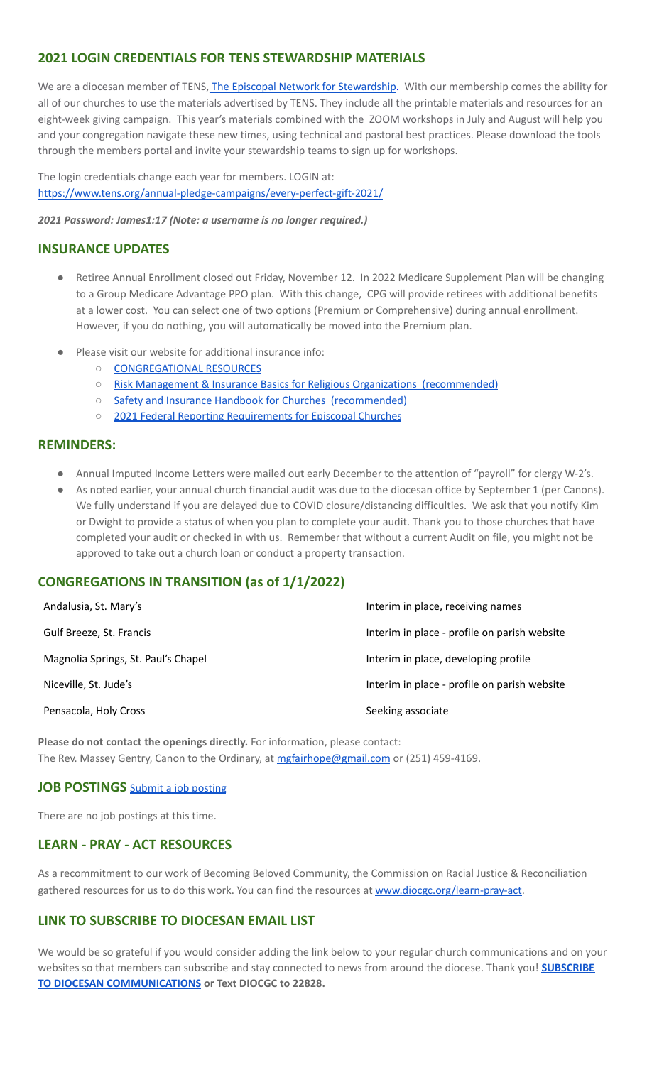## 2021 LOGIN CREDENTIALS FOR TENS STEWARDSHIP MATERIALS

We are a diocesan member of TENS, The Episcopal Network for Stewardship. With our membership comes the ability for all of our churches to use the materials advertised by TENS. They include all the printable materials and resources for an eight-week giving campaign. This year's materials combined with the ZOOM workshops in July and August will help you and your congregation navigate these new times, using technical and pastoral best practices. Please download the tools through the members portal and invite your stewardship teams to sign up for workshops.

The login credentials change each year for members. LOGIN at: https://www.tens.org/annual-pledge-campaigns/every-perfect-gift-2021/

***2021 Password: James1:17 (Note: a username is no longer required.)***

## INSURANCE UPDATES

- Retiree Annual Enrollment closed out Friday, November 12. In 2022 Medicare Supplement Plan will be changing to a Group Medicare Advantage PPO plan. With this change, CPG will provide retirees with additional benefits at a lower cost. You can select one of two options (Premium or Comprehensive) during annual enrollment. However, if you do nothing, you will automatically be moved into the Premium plan.
- Please visit our website for additional insurance info:
    - CONGREGATIONAL RESOURCES
    - Risk Management & Insurance Basics for Religious Organizations (recommended)
    - Safety and Insurance Handbook for Churches (recommended)
    - 2021 Federal Reporting Requirements for Episcopal Churches

## REMINDERS:

- Annual Imputed Income Letters were mailed out early December to the attention of "payroll" for clergy W-2's.
- As noted earlier, your annual church financial audit was due to the diocesan office by September 1 (per Canons). We fully understand if you are delayed due to COVID closure/distancing difficulties. We ask that you notify Kim or Dwight to provide a status of when you plan to complete your audit. Thank you to those churches that have completed your audit or checked in with us. Remember that without a current Audit on file, you might not be approved to take out a church loan or conduct a property transaction.

## CONGREGATIONS IN TRANSITION (as of 1/1/2022)

| | |
|---|---|
| Andalusia, St. Mary's | Interim in place, receiving names |
| Gulf Breeze, St. Francis | Interim in place - profile on parish website |
| Magnolia Springs, St. Paul's Chapel | Interim in place, developing profile |
| Niceville, St. Jude's | Interim in place - profile on parish website |
| Pensacola, Holy Cross | Seeking associate |

**Please do not contact the openings directly.** For information, please contact:
The Rev. Massey Gentry, Canon to the Ordinary, at mgfairhope@gmail.com or (251) 459-4169.

## JOB POSTINGS Submit a job posting

There are no job postings at this time.

## LEARN - PRAY - ACT RESOURCES

As a recommitment to our work of Becoming Beloved Community, the Commission on Racial Justice & Reconciliation gathered resources for us to do this work. You can find the resources at www.diocgc.org/learn-pray-act.

## LINK TO SUBSCRIBE TO DIOCESAN EMAIL LIST

We would be so grateful if you would consider adding the link below to your regular church communications and on your websites so that members can subscribe and stay connected to news from around the diocese. Thank you! **SUBSCRIBE TO DIOCESAN COMMUNICATIONS or Text DIOCGC to 22828.**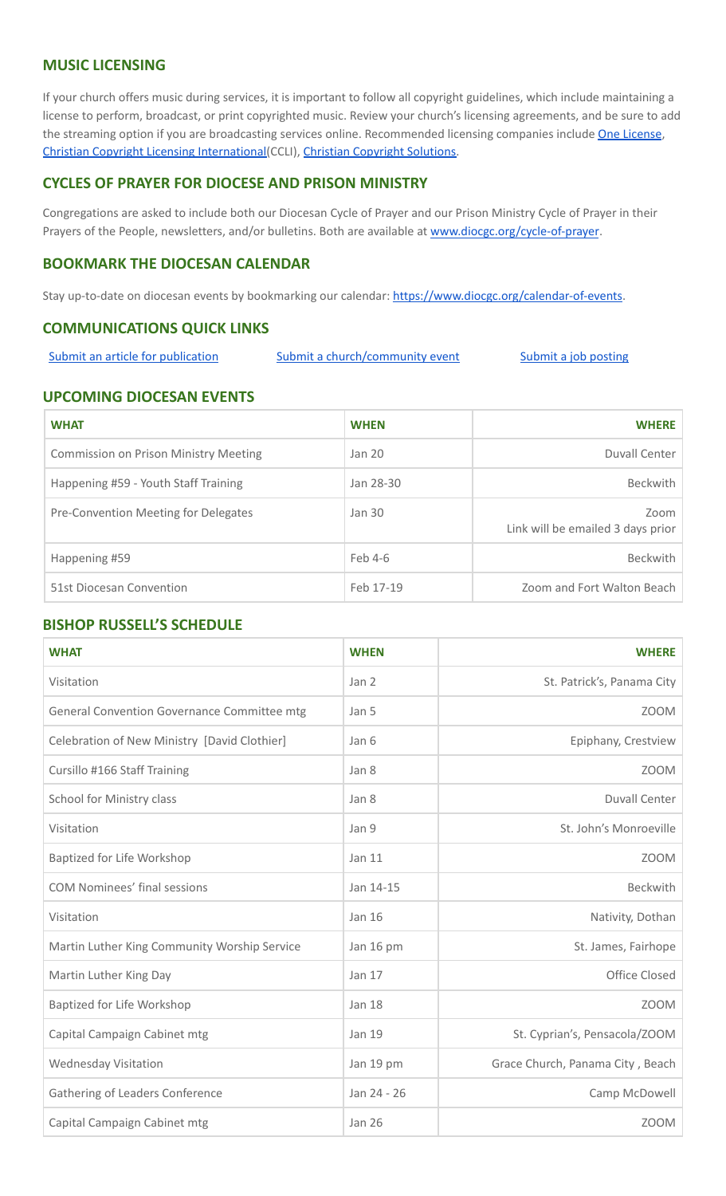## MUSIC LICENSING

If your church offers music during services, it is important to follow all copyright guidelines, which include maintaining a license to perform, broadcast, or print copyrighted music. Review your church's licensing agreements, and be sure to add the streaming option if you are broadcasting services online. Recommended licensing companies include One License, Christian Copyright Licensing International(CCLI), Christian Copyright Solutions.

## CYCLES OF PRAYER FOR DIOCESE AND PRISON MINISTRY

Congregations are asked to include both our Diocesan Cycle of Prayer and our Prison Ministry Cycle of Prayer in their Prayers of the People, newsletters, and/or bulletins. Both are available at www.diocgc.org/cycle-of-prayer.

## BOOKMARK THE DIOCESAN CALENDAR

Stay up-to-date on diocesan events by bookmarking our calendar: https://www.diocgc.org/calendar-of-events.

## COMMUNICATIONS QUICK LINKS

Submit an article for publication    Submit a church/community event    Submit a job posting

## UPCOMING DIOCESAN EVENTS

| WHAT | WHEN | WHERE |
|---|---|---|
| Commission on Prison Ministry Meeting | Jan 20 | Duvall Center |
| Happening #59 - Youth Staff Training | Jan 28-30 | Beckwith |
| Pre-Convention Meeting for Delegates | Jan 30 | Zoom<br>Link will be emailed 3 days prior |
| Happening #59 | Feb 4-6 | Beckwith |
| 51st Diocesan Convention | Feb 17-19 | Zoom and Fort Walton Beach |

## BISHOP RUSSELL'S SCHEDULE

| WHAT | WHEN | WHERE |
|---|---|---|
| Visitation | Jan 2 | St. Patrick's, Panama City |
| General Convention Governance Committee mtg | Jan 5 | ZOOM |
| Celebration of New Ministry [David Clothier] | Jan 6 | Epiphany, Crestview |
| Cursillo #166 Staff Training | Jan 8 | ZOOM |
| School for Ministry class | Jan 8 | Duvall Center |
| Visitation | Jan 9 | St. John's Monroeville |
| Baptized for Life Workshop | Jan 11 | ZOOM |
| COM Nominees' final sessions | Jan 14-15 | Beckwith |
| Visitation | Jan 16 | Nativity, Dothan |
| Martin Luther King Community Worship Service | Jan 16 pm | St. James, Fairhope |
| Martin Luther King Day | Jan 17 | Office Closed |
| Baptized for Life Workshop | Jan 18 | ZOOM |
| Capital Campaign Cabinet mtg | Jan 19 | St. Cyprian's, Pensacola/ZOOM |
| Wednesday Visitation | Jan 19 pm | Grace Church, Panama City , Beach |
| Gathering of Leaders Conference | Jan 24 - 26 | Camp McDowell |
| Capital Campaign Cabinet mtg | Jan 26 | ZOOM |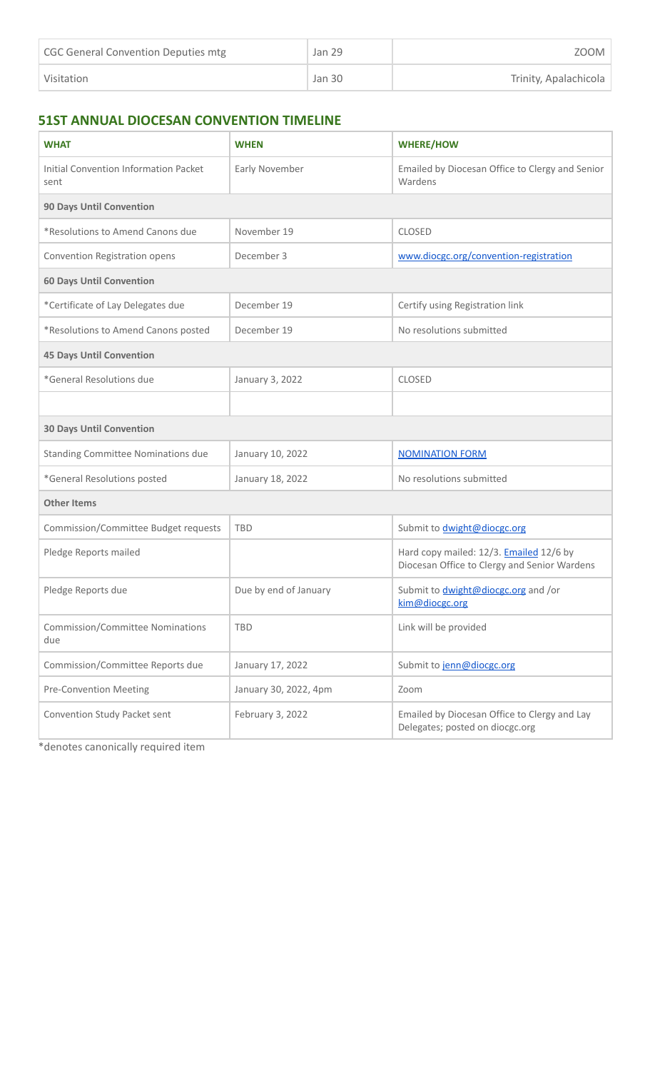| CGC General Convention Deputies mtg | Jan 29 | ZOOM |
|---|---|---|
| Visitation | Jan 30 | Trinity, Apalachicola |

## 51ST ANNUAL DIOCESAN CONVENTION TIMELINE

| WHAT | WHEN | WHERE/HOW |
|---|---|---|
| Initial Convention Information Packet sent | Early November | Emailed by Diocesan Office to Clergy and Senior Wardens |
| **90 Days Until Convention** | | |
| *Resolutions to Amend Canons due | November 19 | CLOSED |
| Convention Registration opens | December 3 | [www.diocgc.org/convention-registration](www.diocgc.org/convention-registration) |
| **60 Days Until Convention** | | |
| *Certificate of Lay Delegates due | December 19 | Certify using Registration link |
| *Resolutions to Amend Canons posted | December 19 | No resolutions submitted |
| **45 Days Until Convention** | | |
| *General Resolutions due | January 3, 2022 | CLOSED |
| | | |
| **30 Days Until Convention** | | |
| Standing Committee Nominations due | January 10, 2022 | NOMINATION FORM |
| *General Resolutions posted | January 18, 2022 | No resolutions submitted |
| **Other Items** | | |
| Commission/Committee Budget requests | TBD | Submit to dwight@diocgc.org |
| Pledge Reports mailed | | Hard copy mailed: 12/3. Emailed 12/6 by Diocesan Office to Clergy and Senior Wardens |
| Pledge Reports due | Due by end of January | Submit to dwight@diocgc.org and /or kim@diocgc.org |
| Commission/Committee Nominations due | TBD | Link will be provided |
| Commission/Committee Reports due | January 17, 2022 | Submit to jenn@diocgc.org |
| Pre-Convention Meeting | January 30, 2022, 4pm | Zoom |
| Convention Study Packet sent | February 3, 2022 | Emailed by Diocesan Office to Clergy and Lay Delegates; posted on diocgc.org |

*denotes canonically required item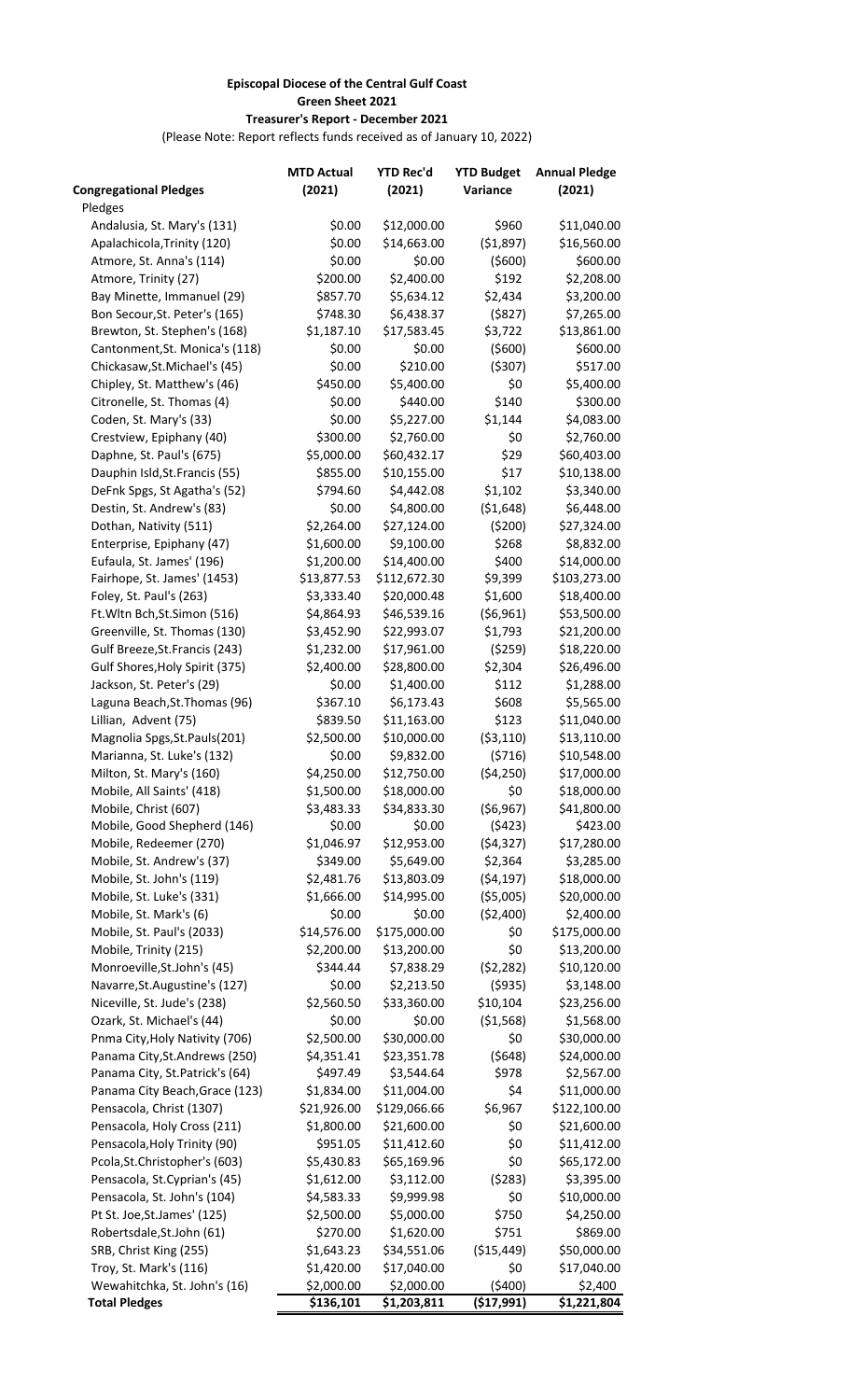**Episcopal Diocese of the Central Gulf Coast**

**Green Sheet 2021**

**Treasurer's Report - December 2021**

(Please Note: Report reflects funds received as of January 10, 2022)

| **Congregational Pledges** | **MTD Actual (2021)** | **YTD Rec'd (2021)** | **YTD Budget Variance** | **Annual Pledge (2021)** |
|---|---|---|---|---|
| Pledges | | | | |
| Andalusia, St. Mary's (131) | $0.00 | $12,000.00 | $960 | $11,040.00 |
| Apalachicola,Trinity (120) | $0.00 | $14,663.00 | ($1,897) | $16,560.00 |
| Atmore, St. Anna's (114) | $0.00 | $0.00 | ($600) | $600.00 |
| Atmore, Trinity (27) | $200.00 | $2,400.00 | $192 | $2,208.00 |
| Bay Minette, Immanuel (29) | $857.70 | $5,634.12 | $2,434 | $3,200.00 |
| Bon Secour,St. Peter's (165) | $748.30 | $6,438.37 | ($827) | $7,265.00 |
| Brewton, St. Stephen's (168) | $1,187.10 | $17,583.45 | $3,722 | $13,861.00 |
| Cantonment,St. Monica's (118) | $0.00 | $0.00 | ($600) | $600.00 |
| Chickasaw,St.Michael's (45) | $0.00 | $210.00 | ($307) | $517.00 |
| Chipley, St. Matthew's (46) | $450.00 | $5,400.00 | $0 | $5,400.00 |
| Citronelle, St. Thomas (4) | $0.00 | $440.00 | $140 | $300.00 |
| Coden, St. Mary's (33) | $0.00 | $5,227.00 | $1,144 | $4,083.00 |
| Crestview, Epiphany (40) | $300.00 | $2,760.00 | $0 | $2,760.00 |
| Daphne, St. Paul's (675) | $5,000.00 | $60,432.17 | $29 | $60,403.00 |
| Dauphin Isld,St.Francis (55) | $855.00 | $10,155.00 | $17 | $10,138.00 |
| DeFnk Spgs, St Agatha's (52) | $794.60 | $4,442.08 | $1,102 | $3,340.00 |
| Destin, St. Andrew's (83) | $0.00 | $4,800.00 | ($1,648) | $6,448.00 |
| Dothan, Nativity (511) | $2,264.00 | $27,124.00 | ($200) | $27,324.00 |
| Enterprise, Epiphany (47) | $1,600.00 | $9,100.00 | $268 | $8,832.00 |
| Eufaula, St. James' (196) | $1,200.00 | $14,400.00 | $400 | $14,000.00 |
| Fairhope, St. James' (1453) | $13,877.53 | $112,672.30 | $9,399 | $103,273.00 |
| Foley, St. Paul's (263) | $3,333.40 | $20,000.48 | $1,600 | $18,400.00 |
| Ft.Wltn Bch,St.Simon (516) | $4,864.93 | $46,539.16 | ($6,961) | $53,500.00 |
| Greenville, St. Thomas (130) | $3,452.90 | $22,993.07 | $1,793 | $21,200.00 |
| Gulf Breeze,St.Francis (243) | $1,232.00 | $17,961.00 | ($259) | $18,220.00 |
| Gulf Shores,Holy Spirit (375) | $2,400.00 | $28,800.00 | $2,304 | $26,496.00 |
| Jackson, St. Peter's (29) | $0.00 | $1,400.00 | $112 | $1,288.00 |
| Laguna Beach,St.Thomas (96) | $367.10 | $6,173.43 | $608 | $5,565.00 |
| Lillian, Advent (75) | $839.50 | $11,163.00 | $123 | $11,040.00 |
| Magnolia Spgs,St.Pauls(201) | $2,500.00 | $10,000.00 | ($3,110) | $13,110.00 |
| Marianna, St. Luke's (132) | $0.00 | $9,832.00 | ($716) | $10,548.00 |
| Milton, St. Mary's (160) | $4,250.00 | $12,750.00 | ($4,250) | $17,000.00 |
| Mobile, All Saints' (418) | $1,500.00 | $18,000.00 | $0 | $18,000.00 |
| Mobile, Christ (607) | $3,483.33 | $34,833.30 | ($6,967) | $41,800.00 |
| Mobile, Good Shepherd (146) | $0.00 | $0.00 | ($423) | $423.00 |
| Mobile, Redeemer (270) | $1,046.97 | $12,953.00 | ($4,327) | $17,280.00 |
| Mobile, St. Andrew's (37) | $349.00 | $5,649.00 | $2,364 | $3,285.00 |
| Mobile, St. John's (119) | $2,481.76 | $13,803.09 | ($4,197) | $18,000.00 |
| Mobile, St. Luke's (331) | $1,666.00 | $14,995.00 | ($5,005) | $20,000.00 |
| Mobile, St. Mark's (6) | $0.00 | $0.00 | ($2,400) | $2,400.00 |
| Mobile, St. Paul's (2033) | $14,576.00 | $175,000.00 | $0 | $175,000.00 |
| Mobile, Trinity (215) | $2,200.00 | $13,200.00 | $0 | $13,200.00 |
| Monroeville,St.John's (45) | $344.44 | $7,838.29 | ($2,282) | $10,120.00 |
| Navarre,St.Augustine's (127) | $0.00 | $2,213.50 | ($935) | $3,148.00 |
| Niceville, St. Jude's (238) | $2,560.50 | $33,360.00 | $10,104 | $23,256.00 |
| Ozark, St. Michael's (44) | $0.00 | $0.00 | ($1,568) | $1,568.00 |
| Pnma City,Holy Nativity (706) | $2,500.00 | $30,000.00 | $0 | $30,000.00 |
| Panama City,St.Andrews (250) | $4,351.41 | $23,351.78 | ($648) | $24,000.00 |
| Panama City, St.Patrick's (64) | $497.49 | $3,544.64 | $978 | $2,567.00 |
| Panama City Beach,Grace (123) | $1,834.00 | $11,004.00 | $4 | $11,000.00 |
| Pensacola, Christ (1307) | $21,926.00 | $129,066.66 | $6,967 | $122,100.00 |
| Pensacola, Holy Cross (211) | $1,800.00 | $21,600.00 | $0 | $21,600.00 |
| Pensacola,Holy Trinity (90) | $951.05 | $11,412.60 | $0 | $11,412.00 |
| Pcola,St.Christopher's (603) | $5,430.83 | $65,169.96 | $0 | $65,172.00 |
| Pensacola, St.Cyprian's (45) | $1,612.00 | $3,112.00 | ($283) | $3,395.00 |
| Pensacola, St. John's (104) | $4,583.33 | $9,999.98 | $0 | $10,000.00 |
| Pt St. Joe,St.James' (125) | $2,500.00 | $5,000.00 | $750 | $4,250.00 |
| Robertsdale,St.John (61) | $270.00 | $1,620.00 | $751 | $869.00 |
| SRB, Christ King (255) | $1,643.23 | $34,551.06 | ($15,449) | $50,000.00 |
| Troy, St. Mark's (116) | $1,420.00 | $17,040.00 | $0 | $17,040.00 |
| Wewahitchka, St. John's (16) | $2,000.00 | $2,000.00 | ($400) | $2,400 |
| **Total Pledges** | **$136,101** | **$1,203,811** | **($17,991)** | **$1,221,804** |